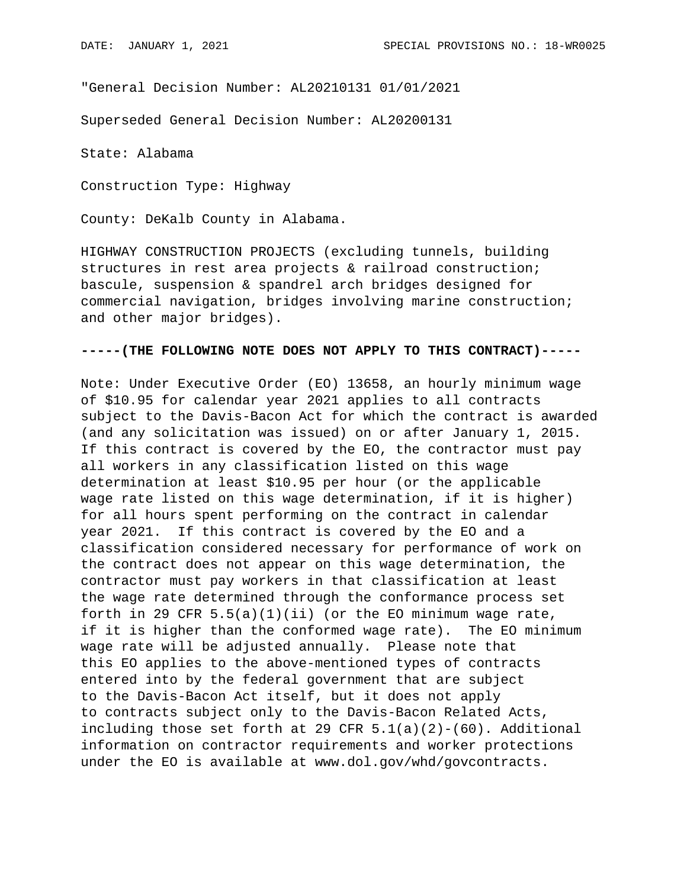"General Decision Number: AL20210131 01/01/2021

Superseded General Decision Number: AL20200131

State: Alabama

Construction Type: Highway

County: DeKalb County in Alabama.

HIGHWAY CONSTRUCTION PROJECTS (excluding tunnels, building structures in rest area projects & railroad construction; bascule, suspension & spandrel arch bridges designed for commercial navigation, bridges involving marine construction; and other major bridges).

**-----(THE FOLLOWING NOTE DOES NOT APPLY TO THIS CONTRACT)-----**

Note: Under Executive Order (EO) 13658, an hourly minimum wage of $10.95 for calendar year 2021 applies to all contracts subject to the Davis-Bacon Act for which the contract is awarded (and any solicitation was issued) on or after January 1, 2015. If this contract is covered by the EO, the contractor must pay all workers in any classification listed on this wage determination at least $10.95 per hour (or the applicable wage rate listed on this wage determination, if it is higher) for all hours spent performing on the contract in calendar year 2021. If this contract is covered by the EO and a classification considered necessary for performance of work on the contract does not appear on this wage determination, the contractor must pay workers in that classification at least the wage rate determined through the conformance process set forth in 29 CFR 5.5(a)(1)(ii) (or the EO minimum wage rate, if it is higher than the conformed wage rate). The EO minimum wage rate will be adjusted annually. Please note that this EO applies to the above-mentioned types of contracts entered into by the federal government that are subject to the Davis-Bacon Act itself, but it does not apply to contracts subject only to the Davis-Bacon Related Acts, including those set forth at 29 CFR 5.1(a)(2)-(60). Additional information on contractor requirements and worker protections under the EO is available at www.dol.gov/whd/govcontracts.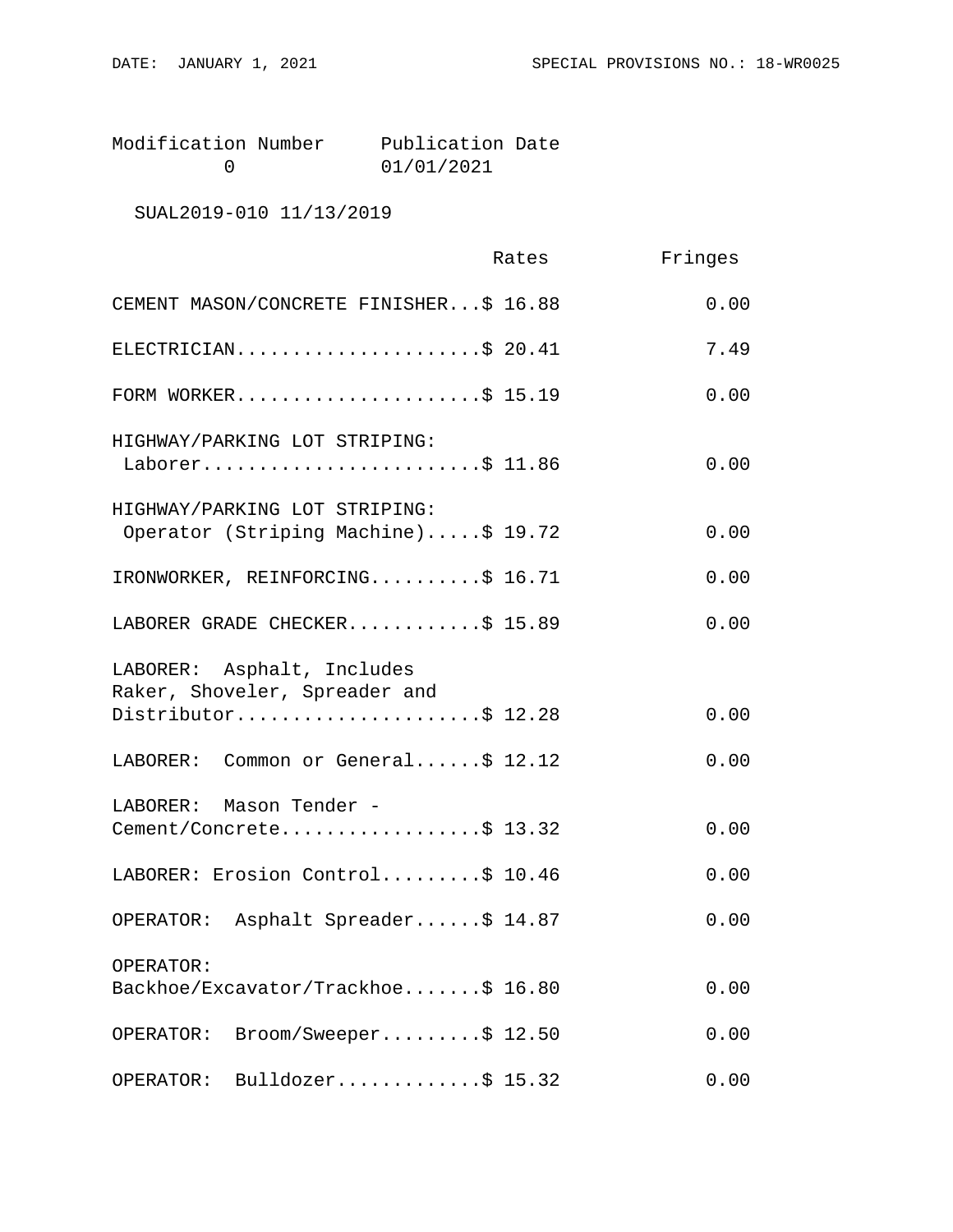Modification Number Publication Date
0 01/01/2021

SUAL2019-010 11/13/2019

| | Rates | Fringes |
|---|---|---|
| CEMENT MASON/CONCRETE FINISHER | $ 16.88 | 0.00 |
| ELECTRICIAN | $ 20.41 | 7.49 |
| FORM WORKER | $ 15.19 | 0.00 |
| HIGHWAY/PARKING LOT STRIPING: Laborer | $ 11.86 | 0.00 |
| HIGHWAY/PARKING LOT STRIPING: Operator (Striping Machine) | $ 19.72 | 0.00 |
| IRONWORKER, REINFORCING | $ 16.71 | 0.00 |
| LABORER GRADE CHECKER | $ 15.89 | 0.00 |
| LABORER: Asphalt, Includes Raker, Shoveler, Spreader and Distributor | $ 12.28 | 0.00 |
| LABORER: Common or General | $ 12.12 | 0.00 |
| LABORER: Mason Tender - Cement/Concrete | $ 13.32 | 0.00 |
| LABORER: Erosion Control | $ 10.46 | 0.00 |
| OPERATOR: Asphalt Spreader | $ 14.87 | 0.00 |
| OPERATOR: Backhoe/Excavator/Trackhoe | $ 16.80 | 0.00 |
| OPERATOR: Broom/Sweeper | $ 12.50 | 0.00 |
| OPERATOR: Bulldozer | $ 15.32 | 0.00 |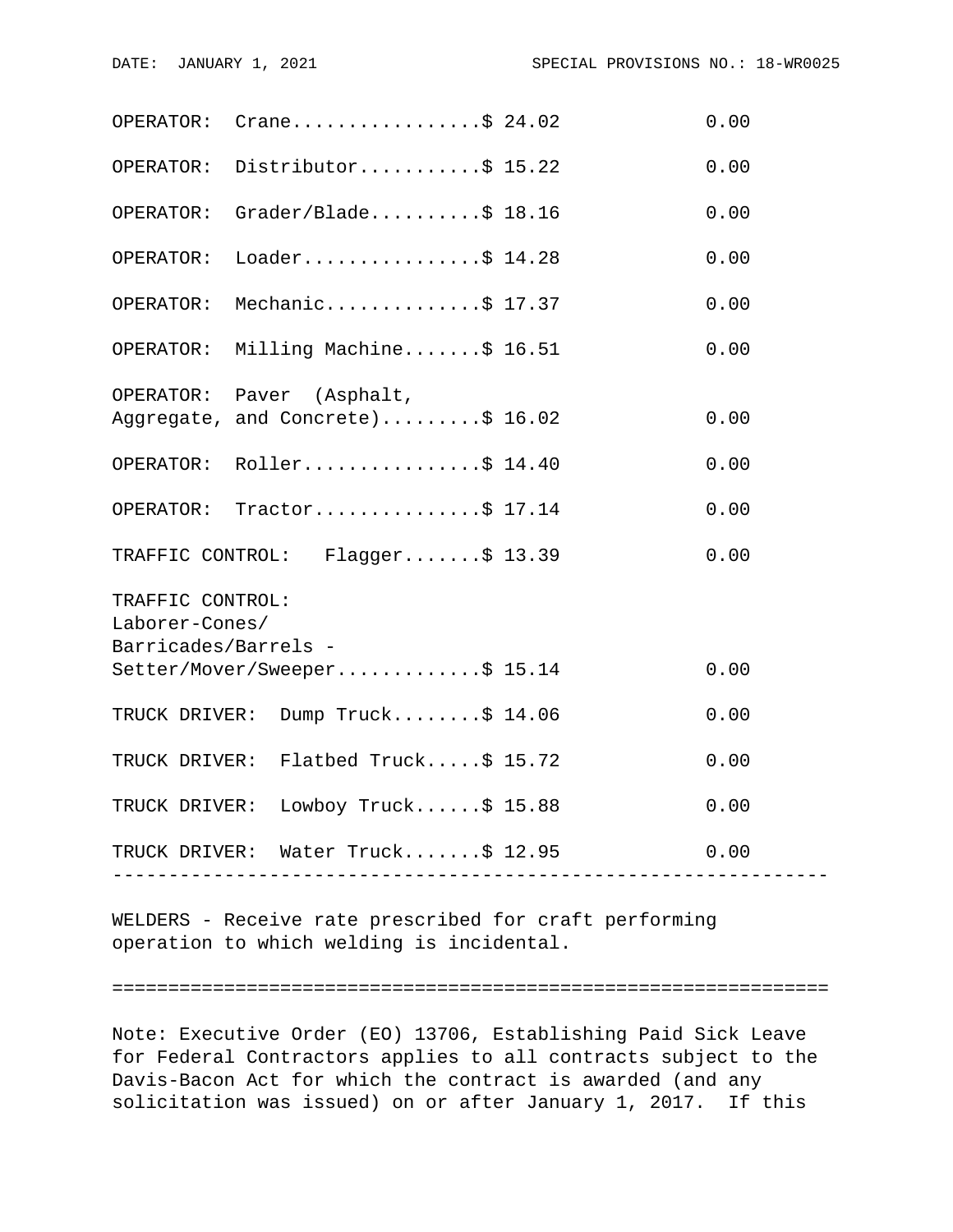| | Rates | Fringes |
|---|---|---|
| OPERATOR: Crane | $ 24.02 | 0.00 |
| OPERATOR: Distributor | $ 15.22 | 0.00 |
| OPERATOR: Grader/Blade | $ 18.16 | 0.00 |
| OPERATOR: Loader | $ 14.28 | 0.00 |
| OPERATOR: Mechanic | $ 17.37 | 0.00 |
| OPERATOR: Milling Machine | $ 16.51 | 0.00 |
| OPERATOR: Paver (Asphalt, Aggregate, and Concrete) | $ 16.02 | 0.00 |
| OPERATOR: Roller | $ 14.40 | 0.00 |
| OPERATOR: Tractor | $ 17.14 | 0.00 |
| TRAFFIC CONTROL: Flagger | $ 13.39 | 0.00 |
| TRAFFIC CONTROL: Laborer-Cones/ Barricades/Barrels - Setter/Mover/Sweeper | $ 15.14 | 0.00 |
| TRUCK DRIVER: Dump Truck | $ 14.06 | 0.00 |
| TRUCK DRIVER: Flatbed Truck | $ 15.72 | 0.00 |
| TRUCK DRIVER: Lowboy Truck | $ 15.88 | 0.00 |
| TRUCK DRIVER: Water Truck | $ 12.95 | 0.00 |

---

WELDERS - Receive rate prescribed for craft performing operation to which welding is incidental.

================================================================

Note: Executive Order (EO) 13706, Establishing Paid Sick Leave for Federal Contractors applies to all contracts subject to the Davis-Bacon Act for which the contract is awarded (and any solicitation was issued) on or after January 1, 2017. If this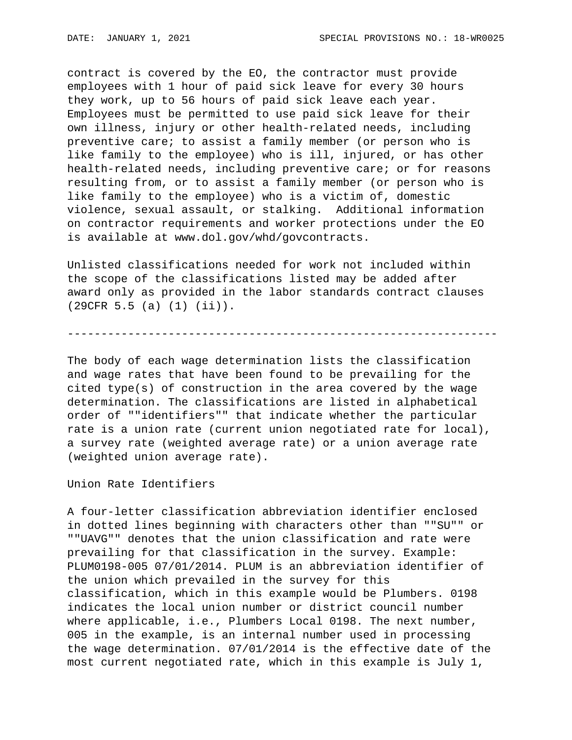contract is covered by the EO, the contractor must provide employees with 1 hour of paid sick leave for every 30 hours they work, up to 56 hours of paid sick leave each year. Employees must be permitted to use paid sick leave for their own illness, injury or other health-related needs, including preventive care; to assist a family member (or person who is like family to the employee) who is ill, injured, or has other health-related needs, including preventive care; or for reasons resulting from, or to assist a family member (or person who is like family to the employee) who is a victim of, domestic violence, sexual assault, or stalking. Additional information on contractor requirements and worker protections under the EO is available at www.dol.gov/whd/govcontracts.

Unlisted classifications needed for work not included within the scope of the classifications listed may be added after award only as provided in the labor standards contract clauses (29CFR 5.5 (a) (1) (ii)).

----------------------------------------------------------------

The body of each wage determination lists the classification and wage rates that have been found to be prevailing for the cited type(s) of construction in the area covered by the wage determination. The classifications are listed in alphabetical order of ""identifiers"" that indicate whether the particular rate is a union rate (current union negotiated rate for local), a survey rate (weighted average rate) or a union average rate (weighted union average rate).

Union Rate Identifiers

A four-letter classification abbreviation identifier enclosed in dotted lines beginning with characters other than ""SU"" or ""UAVG"" denotes that the union classification and rate were prevailing for that classification in the survey. Example: PLUM0198-005 07/01/2014. PLUM is an abbreviation identifier of the union which prevailed in the survey for this classification, which in this example would be Plumbers. 0198 indicates the local union number or district council number where applicable, i.e., Plumbers Local 0198. The next number, 005 in the example, is an internal number used in processing the wage determination. 07/01/2014 is the effective date of the most current negotiated rate, which in this example is July 1,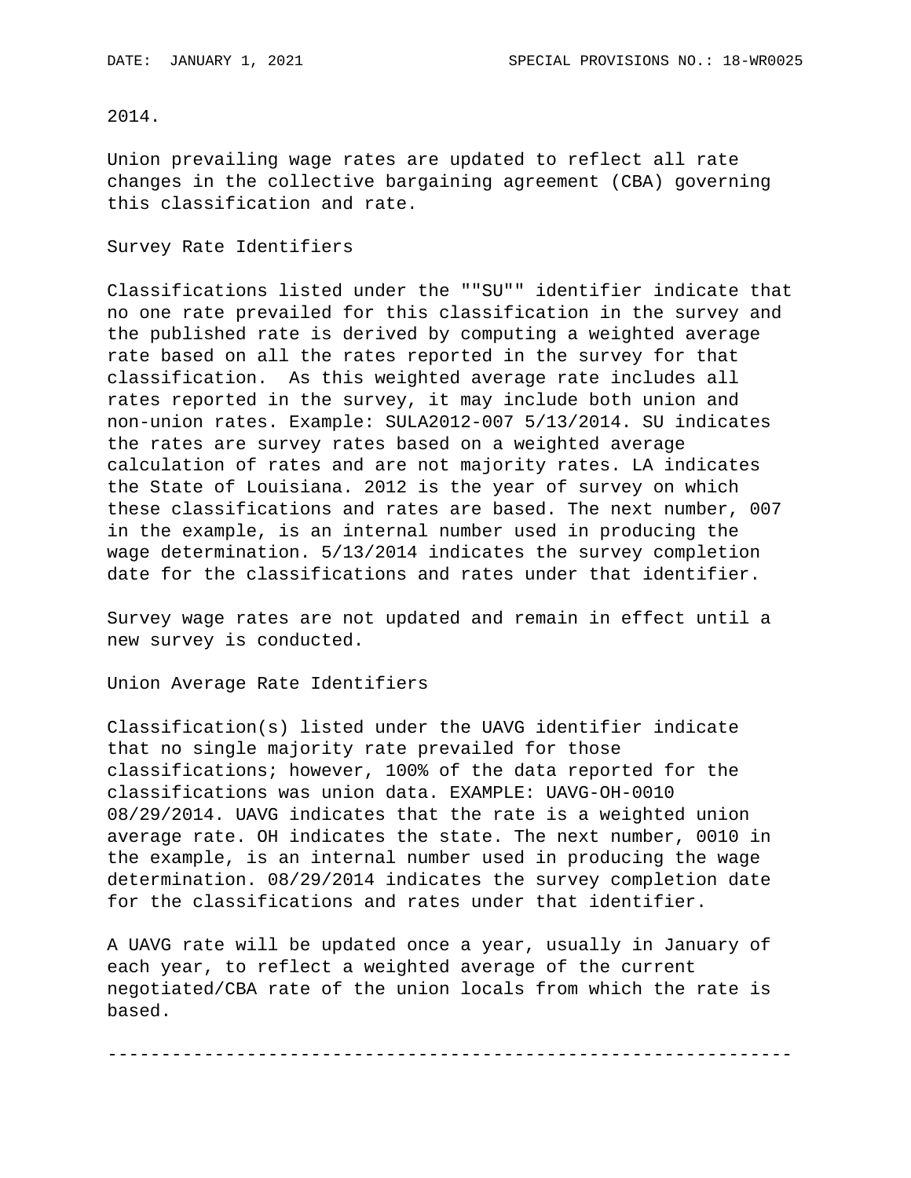2014.

Union prevailing wage rates are updated to reflect all rate changes in the collective bargaining agreement (CBA) governing this classification and rate.

Survey Rate Identifiers

Classifications listed under the ""SU"" identifier indicate that no one rate prevailed for this classification in the survey and the published rate is derived by computing a weighted average rate based on all the rates reported in the survey for that classification. As this weighted average rate includes all rates reported in the survey, it may include both union and non-union rates. Example: SULA2012-007 5/13/2014. SU indicates the rates are survey rates based on a weighted average calculation of rates and are not majority rates. LA indicates the State of Louisiana. 2012 is the year of survey on which these classifications and rates are based. The next number, 007 in the example, is an internal number used in producing the wage determination. 5/13/2014 indicates the survey completion date for the classifications and rates under that identifier.

Survey wage rates are not updated and remain in effect until a new survey is conducted.

Union Average Rate Identifiers

Classification(s) listed under the UAVG identifier indicate that no single majority rate prevailed for those classifications; however, 100% of the data reported for the classifications was union data. EXAMPLE: UAVG-OH-0010 08/29/2014. UAVG indicates that the rate is a weighted union average rate. OH indicates the state. The next number, 0010 in the example, is an internal number used in producing the wage determination. 08/29/2014 indicates the survey completion date for the classifications and rates under that identifier.

A UAVG rate will be updated once a year, usually in January of each year, to reflect a weighted average of the current negotiated/CBA rate of the union locals from which the rate is based.

----------------------------------------------------------------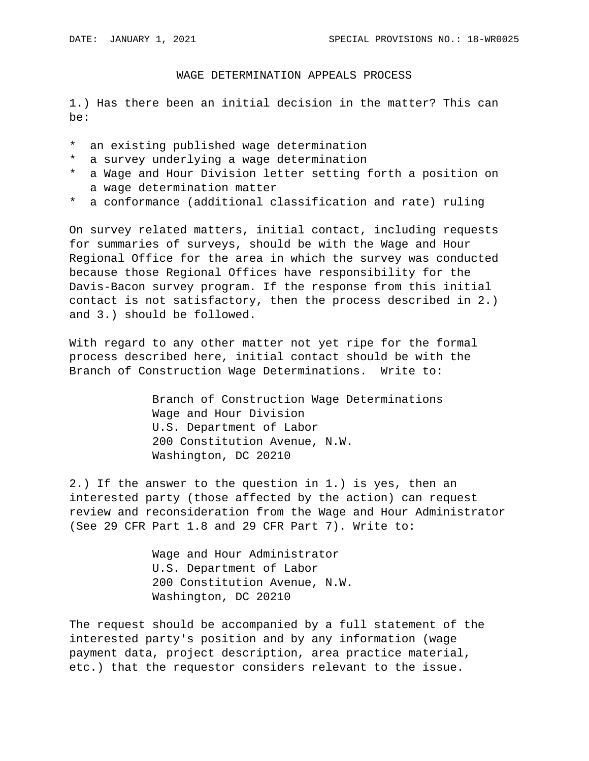DATE: JANUARY 1, 2021 SPECIAL PROVISIONS NO.: 18-WR0025

## WAGE DETERMINATION APPEALS PROCESS

1.) Has there been an initial decision in the matter? This can be:

* an existing published wage determination
* a survey underlying a wage determination
* a Wage and Hour Division letter setting forth a position on a wage determination matter
* a conformance (additional classification and rate) ruling

On survey related matters, initial contact, including requests for summaries of surveys, should be with the Wage and Hour Regional Office for the area in which the survey was conducted because those Regional Offices have responsibility for the Davis-Bacon survey program. If the response from this initial contact is not satisfactory, then the process described in 2.) and 3.) should be followed.

With regard to any other matter not yet ripe for the formal process described here, initial contact should be with the Branch of Construction Wage Determinations. Write to:

Branch of Construction Wage Determinations
Wage and Hour Division
U.S. Department of Labor
200 Constitution Avenue, N.W.
Washington, DC 20210

2.) If the answer to the question in 1.) is yes, then an interested party (those affected by the action) can request review and reconsideration from the Wage and Hour Administrator (See 29 CFR Part 1.8 and 29 CFR Part 7). Write to:

Wage and Hour Administrator
U.S. Department of Labor
200 Constitution Avenue, N.W.
Washington, DC 20210

The request should be accompanied by a full statement of the interested party's position and by any information (wage payment data, project description, area practice material, etc.) that the requestor considers relevant to the issue.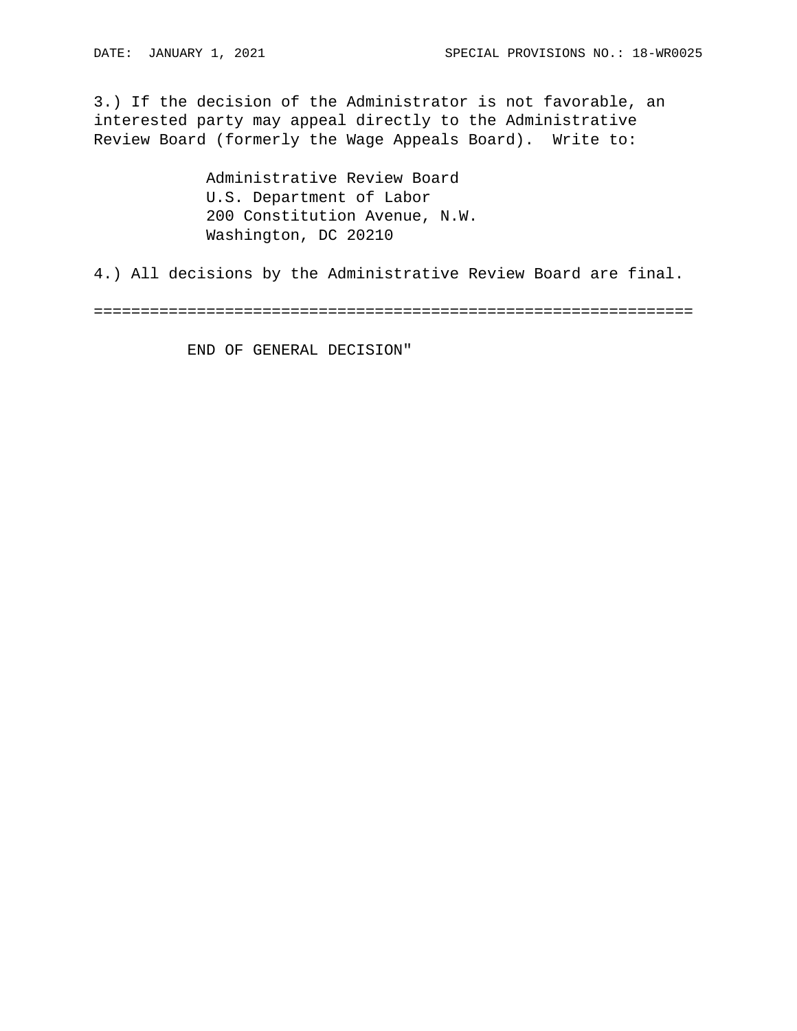3.) If the decision of the Administrator is not favorable, an interested party may appeal directly to the Administrative Review Board (formerly the Wage Appeals Board). Write to:

Administrative Review Board
U.S. Department of Labor
200 Constitution Avenue, N.W.
Washington, DC 20210

4.) All decisions by the Administrative Review Board are final.

================================================================

END OF GENERAL DECISION"